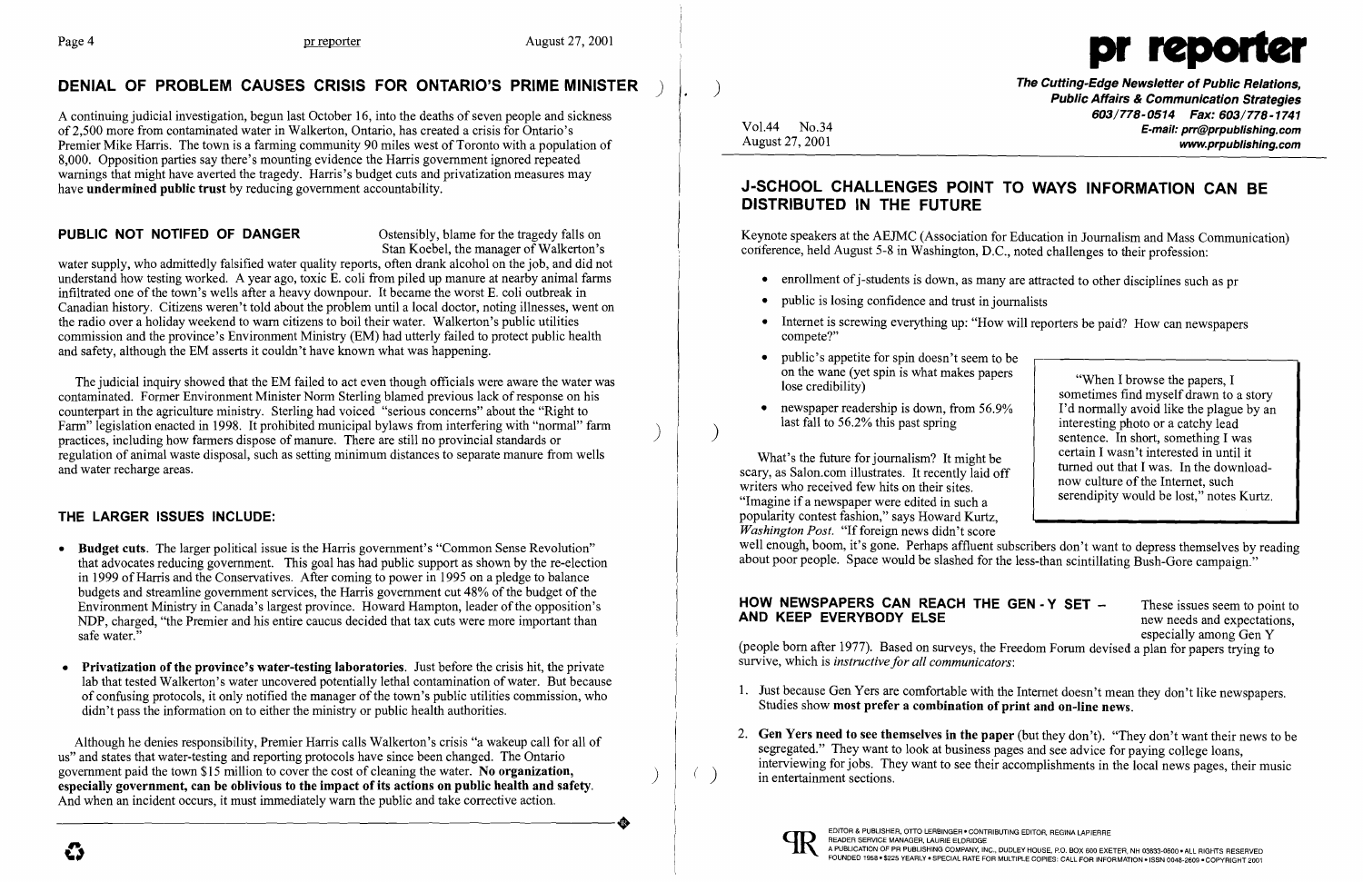## DENIAL OF PROBLEM CAUSES CRISIS FOR ONTARIO'S PRIME MINISTER

A continuing judicial investigation, begun last October 16, into the deaths of seven people and sickness of 2,500 more from contaminated water in Walkerton, Ontario, has created a crisis for Ontario's Premier Mike Harris. The town is a farming community 90 miles west of Toronto with a population of 8,000. Opposition parties say there's mounting evidence the Harris government ignored repeated warnings that might have averted the tragedy. Harris's budget cuts and privatization measures may have **undermined public trust** by reducing government accountability.

### PUBLIC NOT NOTIFED OF DANGER

Ostensibly, blame for the tragedy falls on Stan Koebel, the manager of Walkerton's water supply, who admittedly falsified water quality reports, often drank alcohol on the job, and did not understand how testing worked. A year ago, toxic E. coli from piled up manure at nearby animal farms infiltrated one of the town's wells after a heavy downpour. It became the worst E. coli outbreak in Canadian history. Citizens weren't told about the problem until a local doctor, noting illnesses, went on the radio over a holiday weekend to warn citizens to boil their water. Walkerton's public utilities commission and the province's Environment Ministry (EM) had utterly failed to protect public health and safety, although the EM asserts it couldn't have known what was happening.

The judicial inquiry showed that the EM failed to act even though officials were aware the water was contaminated. Former Environment Minister Norm Sterling blamed previous lack of response on his counterpart in the agriculture ministry. Sterling had voiced "serious concerns" about the "Right to Farm" legislation enacted in 1998. It prohibited municipal bylaws from interfering with "normal" farm practices, including how farmers dispose of manure. There are still no provincial standards or regulation of animal waste disposal, such as setting minimum distances to separate manure from wells and water recharge areas.

### THE LARGER ISSUES INCLUDE:

- **Budget cuts.** The larger political issue is the Harris government's "Common Sense Revolution" that advocates reducing government. This goal has had public support as shown by the re-election in 1999 of Harris and the Conservatives. After coming to power in 1995 on a pledge to balance budgets and streamline government services, the Harris government cut 48% of the budget of the Environment Ministry in Canada's largest province. Howard Hampton, leader of the opposition's NDP, charged, "the Premier and his entire caucus decided that tax cuts were more important than safe water."

- **Privatization of the province's water-testing laboratories.** Just before the crisis hit, the private lab that tested Walkerton's water uncovered potentially lethal contamination of water. But because of confusing protocols, it only notified the manager of the town's public utilities commission, who didn't pass the information on to either the ministry or public health authorities.

Although he denies responsibility, Premier Harris calls Walkerton's crisis "a wakeup call for all of us" and states that water-testing and reporting protocols have since been changed. The Ontario government paid the town $15 million to cover the cost of cleaning the water. **No organization, especially government, can be oblivious to the impact of its actions on public health and safety.** And when an incident occurs, it must immediately warn the public and take corrective action.

---

# pr reporter

**The Cutting-Edge Newsletter of Public Relations, Public Affairs & Communication Strategies**
603/778-0514 Fax: 603/778-1741
E-mail: prr@prpublishing.com
www.prpublishing.com

Vol.44 No.34
August 27, 2001

## J-SCHOOL CHALLENGES POINT TO WAYS INFORMATION CAN BE DISTRIBUTED IN THE FUTURE

Keynote speakers at the AEJMC (Association for Education in Journalism and Mass Communication) conference, held August 5-8 in Washington, D.C., noted challenges to their profession:

- enrollment of j-students is down, as many are attracted to other disciplines such as pr
- public is losing confidence and trust in journalists
- Internet is screwing everything up: "How will reporters be paid? How can newspapers compete?"
- public's appetite for spin doesn't seem to be on the wane (yet spin is what makes papers lose credibility)
- newspaper readership is down, from 56.9% last fall to 56.2% this past spring

> "When I browse the papers, I sometimes find myself drawn to a story I'd normally avoid like the plague by an interesting photo or a catchy lead sentence. In short, something I was certain I wasn't interested in until it turned out that I was. In the download-now culture of the Internet, such serendipity would be lost," notes Kurtz.

What's the future for journalism? It might be scary, as Salon.com illustrates. It recently laid off writers who received few hits on their sites. "Imagine if a newspaper were edited in such a popularity contest fashion," says Howard Kurtz, *Washington Post*. "If foreign news didn't score well enough, boom, it's gone. Perhaps affluent subscribers don't want to depress themselves by reading about poor people. Space would be slashed for the less-than scintillating Bush-Gore campaign."

### HOW NEWSPAPERS CAN REACH THE GEN-Y SET – AND KEEP EVERYBODY ELSE

These issues seem to point to new needs and expectations, especially among Gen Y (people born after 1977). Based on surveys, the Freedom Forum devised a plan for papers trying to survive, which is *instructive for all communicators*:

1. Just because Gen Yers are comfortable with the Internet doesn't mean they don't like newspapers. Studies show **most prefer a combination of print and on-line news.**

2. **Gen Yers need to see themselves in the paper** (but they don't). "They don't want their news to be segregated." They want to look at business pages and see advice for paying college loans, interviewing for jobs. They want to see their accomplishments in the local news pages, their music in entertainment sections.

EDITOR & PUBLISHER, OTTO LERBINGER • CONTRIBUTING EDITOR, REGINA LAPIERRE
READER SERVICE MANAGER, LAURIE ELDRIDGE
A PUBLICATION OF PR PUBLISHING COMPANY, INC., DUDLEY HOUSE, P.O. BOX 600 EXETER, NH 03833-0600 • ALL RIGHTS RESERVED
FOUNDED 1958 • $225 YEARLY • SPECIAL RATE FOR MULTIPLE COPIES: CALL FOR INFORMATION • ISSN 0048-2609 • COPYRIGHT 2001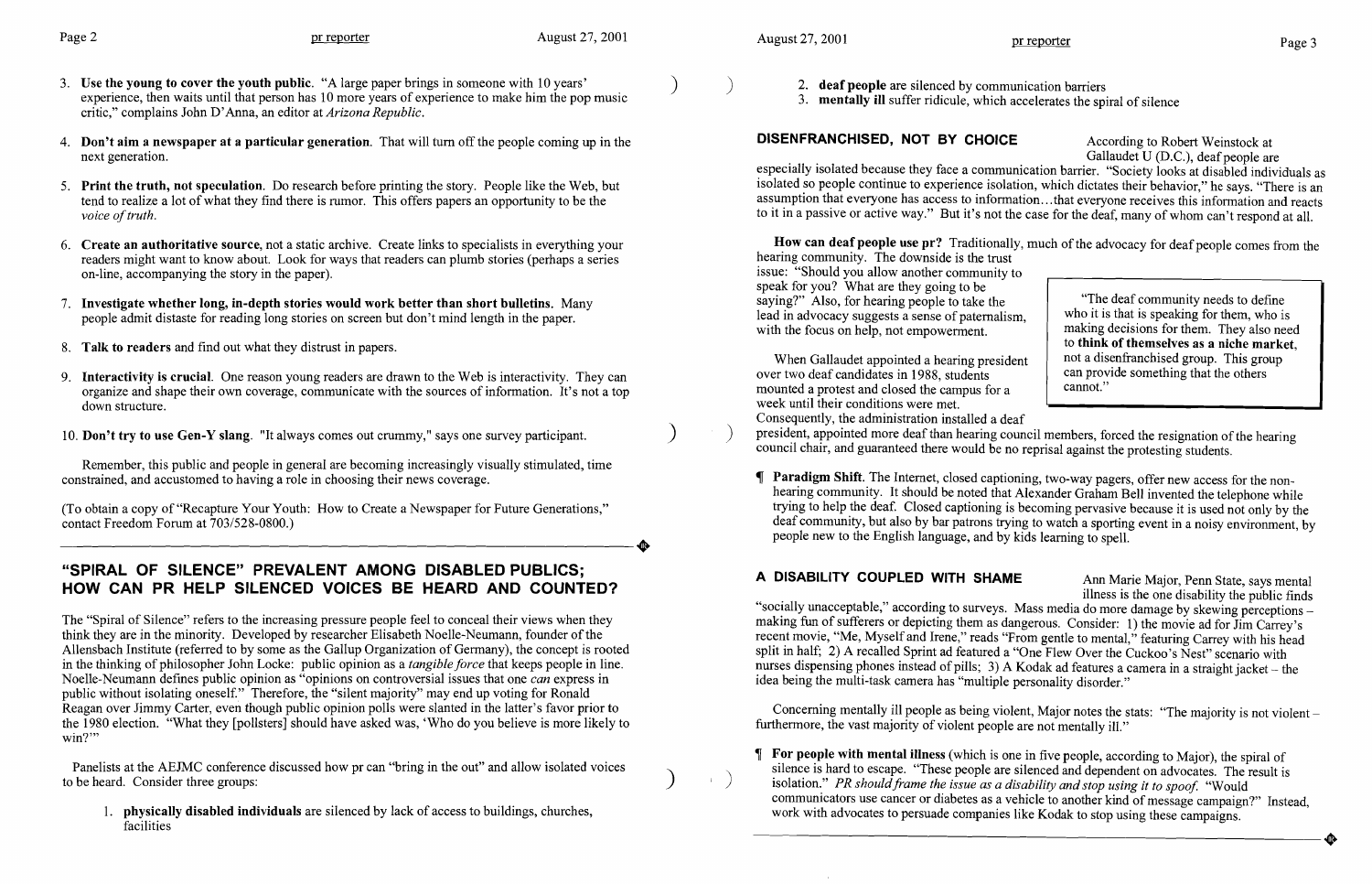3. **Use the young to cover the youth public.** "A large paper brings in someone with 10 years' experience, then waits until that person has 10 more years of experience to make him the pop music critic," complains John D'Anna, an editor at *Arizona Republic*.

4. **Don't aim a newspaper at a particular generation.** That will turn off the people coming up in the next generation.

5. **Print the truth, not speculation.** Do research before printing the story. People like the Web, but tend to realize a lot of what they find there is rumor. This offers papers an opportunity to be the *voice of truth*.

6. **Create an authoritative source,** not a static archive. Create links to specialists in everything your readers might want to know about. Look for ways that readers can plumb stories (perhaps a series on-line, accompanying the story in the paper).

7. **Investigate whether long, in-depth stories would work better than short bulletins.** Many people admit distaste for reading long stories on screen but don't mind length in the paper.

8. **Talk to readers** and find out what they distrust in papers.

9. **Interactivity is crucial.** One reason young readers are drawn to the Web is interactivity. They can organize and shape their own coverage, communicate with the sources of information. It's not a top down structure.

10. **Don't try to use Gen-Y slang.** "It always comes out crummy," says one survey participant.

Remember, this public and people in general are becoming increasingly visually stimulated, time constrained, and accustomed to having a role in choosing their news coverage.

(To obtain a copy of "Recapture Your Youth: How to Create a Newspaper for Future Generations," contact Freedom Forum at 703/528-0800.)

## "SPIRAL OF SILENCE" PREVALENT AMONG DISABLED PUBLICS; HOW CAN PR HELP SILENCED VOICES BE HEARD AND COUNTED?

The "Spiral of Silence" refers to the increasing pressure people feel to conceal their views when they think they are in the minority. Developed by researcher Elisabeth Noelle-Neumann, founder of the Allensbach Institute (referred to by some as the Gallup Organization of Germany), the concept is rooted in the thinking of philosopher John Locke: public opinion as a *tangible force* that keeps people in line. Noelle-Neumann defines public opinion as "opinions on controversial issues that one *can* express in public without isolating oneself." Therefore, the "silent majority" may end up voting for Ronald Reagan over Jimmy Carter, even though public opinion polls were slanted in the latter's favor prior to the 1980 election. "What they [pollsters] should have asked was, 'Who do you believe is more likely to win?'"

Panelists at the AEJMC conference discussed how pr can "bring in the out" and allow isolated voices to be heard. Consider three groups:

1. **physically disabled individuals** are silenced by lack of access to buildings, churches, facilities
2. **deaf people** are silenced by communication barriers
3. **mentally ill** suffer ridicule, which accelerates the spiral of silence

### DISENFRANCHISED, NOT BY CHOICE

According to Robert Weinstock at Gallaudet U (D.C.), deaf people are especially isolated because they face a communication barrier. "Society looks at disabled individuals as isolated so people continue to experience isolation, which dictates their behavior," he says. "There is an assumption that everyone has access to information…that everyone receives this information and reacts to it in a passive or active way." But it's not the case for the deaf, many of whom can't respond at all.

**How can deaf people use pr?** Traditionally, much of the advocacy for deaf people comes from the hearing community. The downside is the trust issue: "Should you allow another community to speak for you? What are they going to be saying?" Also, for hearing people to take the lead in advocacy suggests a sense of paternalism, with the focus on help, not empowerment.

> "The deaf community needs to define who it is that is speaking for them, who is making decisions for them. They also need to **think of themselves as a niche market**, not a disenfranchised group. This group can provide something that the others cannot."

When Gallaudet appointed a hearing president over two deaf candidates in 1988, students mounted a protest and closed the campus for a week until their conditions were met. Consequently, the administration installed a deaf president, appointed more deaf than hearing council members, forced the resignation of the hearing council chair, and guaranteed there would be no reprisal against the protesting students.

¶ **Paradigm Shift.** The Internet, closed captioning, two-way pagers, offer new access for the non-hearing community. It should be noted that Alexander Graham Bell invented the telephone while trying to help the deaf. Closed captioning is becoming pervasive because it is used not only by the deaf community, but also by bar patrons trying to watch a sporting event in a noisy environment, by people new to the English language, and by kids learning to spell.

### A DISABILITY COUPLED WITH SHAME

Ann Marie Major, Penn State, says mental illness is the one disability the public finds "socially unacceptable," according to surveys. Mass media do more damage by skewing perceptions – making fun of sufferers or depicting them as dangerous. Consider: 1) the movie ad for Jim Carrey's recent movie, "Me, Myself and Irene," reads "From gentle to mental," featuring Carrey with his head split in half; 2) A recalled Sprint ad featured a "One Flew Over the Cuckoo's Nest" scenario with nurses dispensing phones instead of pills; 3) A Kodak ad features a camera in a straight jacket – the idea being the multi-task camera has "multiple personality disorder."

Concerning mentally ill people as being violent, Major notes the stats: "The majority is not violent – furthermore, the vast majority of violent people are not mentally ill."

¶ **For people with mental illness** (which is one in five people, according to Major), the spiral of silence is hard to escape. "These people are silenced and dependent on advocates. The result is isolation." *PR should frame the issue as a disability and stop using it to spoof.* "Would communicators use cancer or diabetes as a vehicle to another kind of message campaign?" Instead, work with advocates to persuade companies like Kodak to stop using these campaigns.